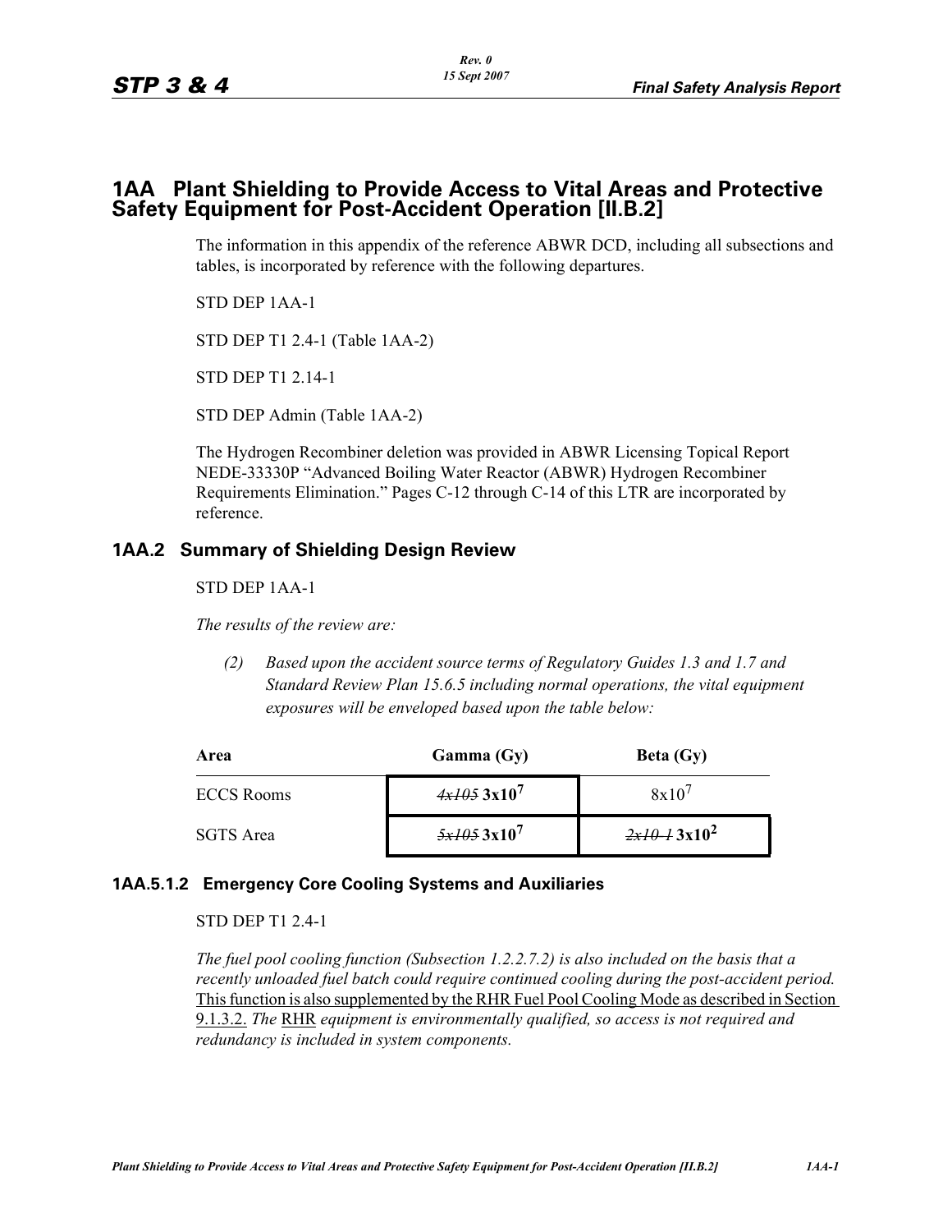# 1AA Plant Shielding to Provide Access to Vital Areas and Protective Safety Equipment for Post-Accident Operation [II.B.2]

The information in this appendix of the reference ABWR DCD, including all subsections and tables, is incorporated by reference with the following departures.

STD DEP 1AA-1

STD DEP T1 2.4-1 (Table 1AA-2)

STD DEP T1 2.14-1

STD DEP Admin (Table 1AA-2)

The Hydrogen Recombiner deletion was provided in ABWR Licensing Topical Report NEDE-33330P "Advanced Boiling Water Reactor (ABWR) Hydrogen Recombiner Requirements Elimination." Pages C-12 through C-14 of this LTR are incorporated by reference.

## 1AA.2 Summary of Shielding Design Review

STD DEP 1AA-1

*The results of the review are:*

*(2) Based upon the accident source terms of Regulatory Guides 1.3 and 1.7 and Standard Review Plan 15.6.5 including normal operations, the vital equipment exposures will be enveloped based upon the table below:*

| Area | Gamma (Gy) | Beta (Gy) |
|---|---|---|
| ECCS Rooms | ~~4x105~~ **$3x10^7$** | $8x10^7$ |
| SGTS Area | ~~5x105~~ **$3x10^7$** | ~~2x10-1~~ **$3x10^2$** |

### 1AA.5.1.2 Emergency Core Cooling Systems and Auxiliaries

STD DEP T1 2.4-1

*The fuel pool cooling function (Subsection 1.2.2.7.2) is also included on the basis that a recently unloaded fuel batch could require continued cooling during the post-accident period.* <u>This function is also supplemented by the RHR Fuel Pool Cooling Mode as described in Section 9.1.3.2.</u> *The* <u>RHR</u> *equipment is environmentally qualified, so access is not required and redundancy is included in system components.*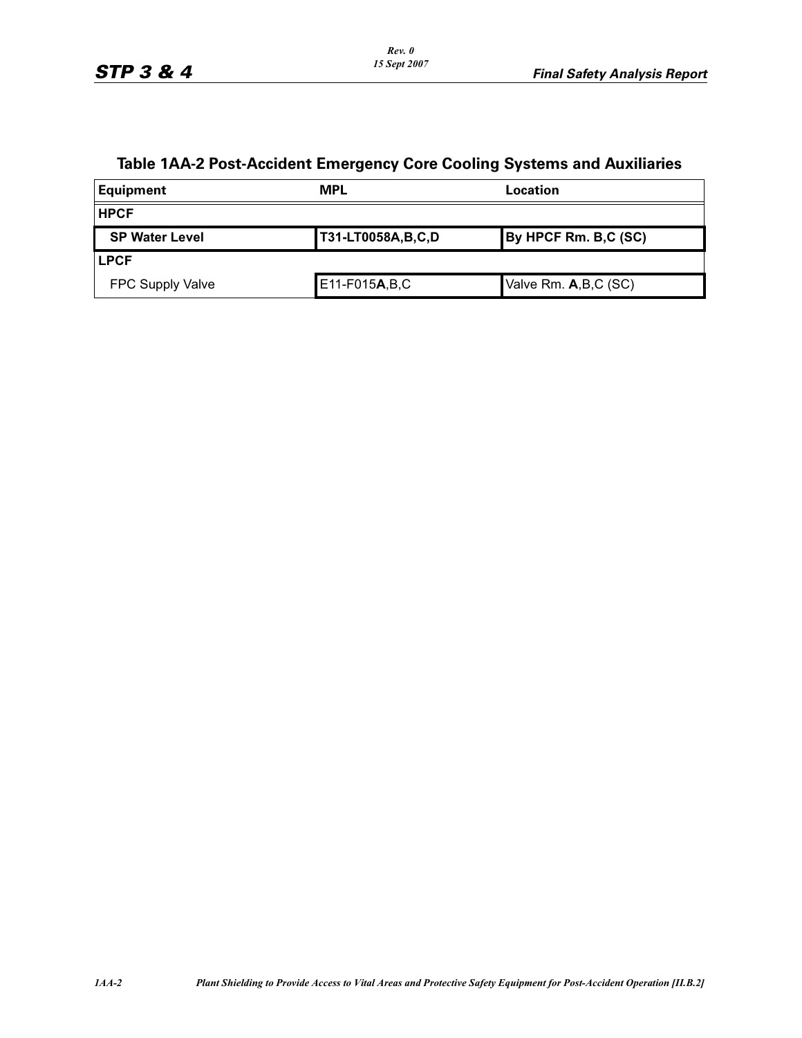## Table 1AA-2 Post-Accident Emergency Core Cooling Systems and Auxiliaries

| Equipment | MPL | Location |
|---|---|---|
| **HPCF** | | |
| **SP Water Level** | **T31-LT0058A,B,C,D** | **By HPCF Rm. B,C (SC)** |
| **LPCF** | | |
| FPC Supply Valve | E11-F015**A**,B,C | Valve Rm. **A**,B,C (SC) |